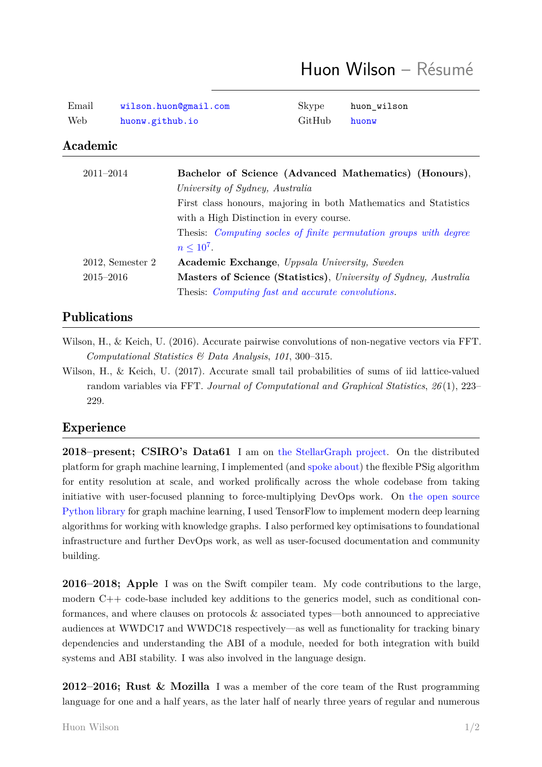# Huon Wilson – Résumé

| | | | |
|---|---|---|---|
| Email | wilson.huon@gmail.com | Skype | huon_wilson |
| Web | huonw.github.io | GitHub | huonw |

## Academic

| | |
|---|---|
| 2011–2014 | **Bachelor of Science (Advanced Mathematics) (Honours)**, *University of Sydney, Australia*<br>First class honours, majoring in both Mathematics and Statistics with a High Distinction in every course.<br>Thesis: *Computing socles of finite permutation groups with degree $n \leq 10^7$*. |
| 2012, Semester 2 | **Academic Exchange**, *Uppsala University, Sweden* |
| 2015–2016 | **Masters of Science (Statistics)**, *University of Sydney, Australia*<br>Thesis: *Computing fast and accurate convolutions*. |

## Publications

Wilson, H., & Keich, U. (2016). Accurate pairwise convolutions of non-negative vectors via FFT. *Computational Statistics & Data Analysis*, *101*, 300–315.

Wilson, H., & Keich, U. (2017). Accurate small tail probabilities of sums of iid lattice-valued random variables via FFT. *Journal of Computational and Graphical Statistics*, *26*(1), 223–229.

## Experience

**2018–present; CSIRO's Data61** I am on the StellarGraph project. On the distributed platform for graph machine learning, I implemented (and spoke about) the flexible PSig algorithm for entity resolution at scale, and worked prolifically across the whole codebase from taking initiative with user-focused planning to force-multiplying DevOps work. On the open source Python library for graph machine learning, I used TensorFlow to implement modern deep learning algorithms for working with knowledge graphs. I also performed key optimisations to foundational infrastructure and further DevOps work, as well as user-focused documentation and community building.

**2016–2018; Apple** I was on the Swift compiler team. My code contributions to the large, modern C++ code-base included key additions to the generics model, such as conditional conformances, and where clauses on protocols & associated types—both announced to appreciative audiences at WWDC17 and WWDC18 respectively—as well as functionality for tracking binary dependencies and understanding the ABI of a module, needed for both integration with build systems and ABI stability. I was also involved in the language design.

**2012–2016; Rust & Mozilla** I was a member of the core team of the Rust programming language for one and a half years, as the later half of nearly three years of regular and numerous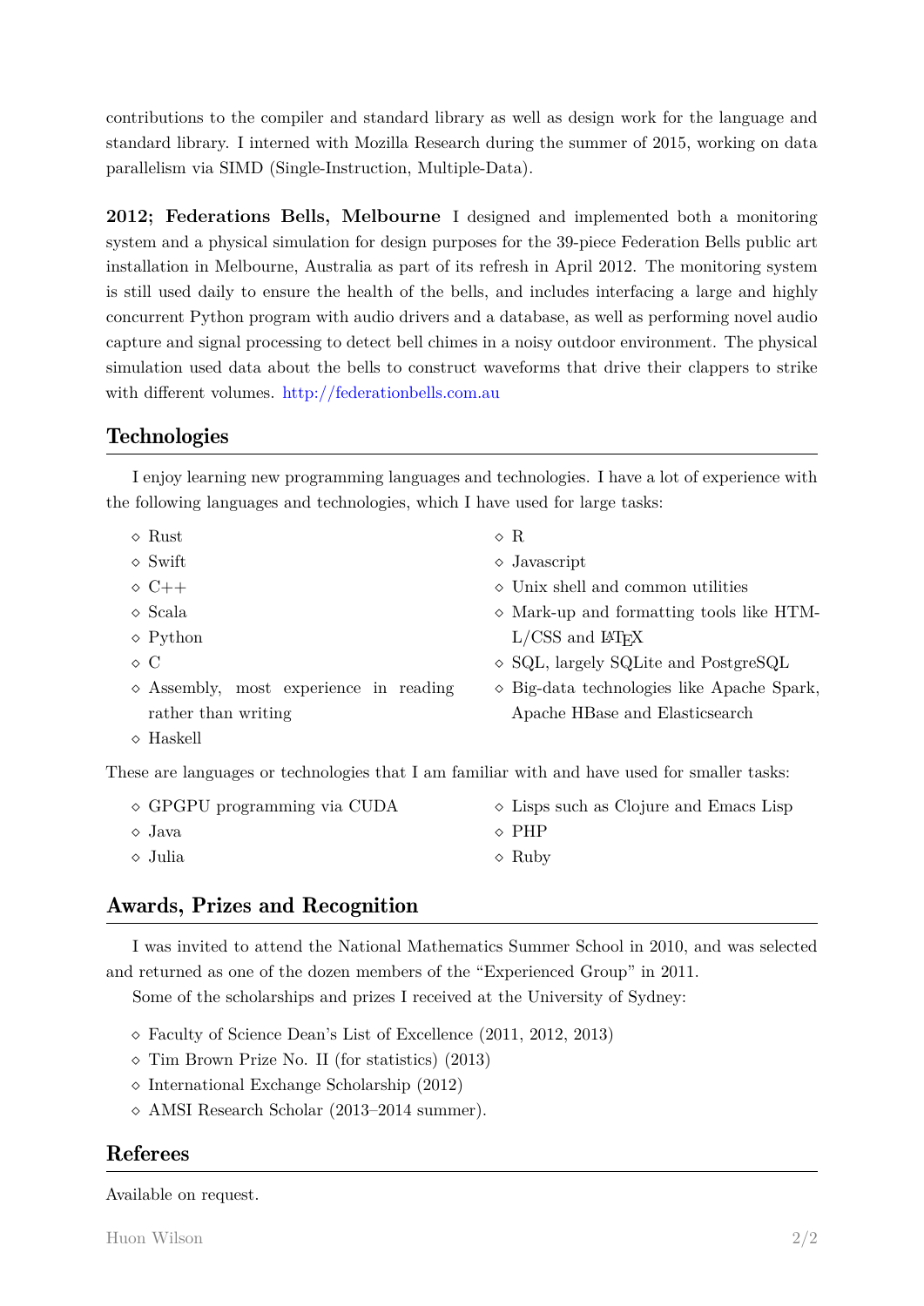contributions to the compiler and standard library as well as design work for the language and standard library. I interned with Mozilla Research during the summer of 2015, working on data parallelism via SIMD (Single-Instruction, Multiple-Data).

**2012; Federations Bells, Melbourne** I designed and implemented both a monitoring system and a physical simulation for design purposes for the 39-piece Federation Bells public art installation in Melbourne, Australia as part of its refresh in April 2012. The monitoring system is still used daily to ensure the health of the bells, and includes interfacing a large and highly concurrent Python program with audio drivers and a database, as well as performing novel audio capture and signal processing to detect bell chimes in a noisy outdoor environment. The physical simulation used data about the bells to construct waveforms that drive their clappers to strike with different volumes. http://federationbells.com.au

## Technologies

I enjoy learning new programming languages and technologies. I have a lot of experience with the following languages and technologies, which I have used for large tasks:

- Rust
- Swift
- C++
- Scala
- Python
- C
- Assembly, most experience in reading rather than writing
- Haskell
- R
- Javascript
- Unix shell and common utilities
- Mark-up and formatting tools like HTML/CSS and LaTeX
- SQL, largely SQLite and PostgreSQL
- Big-data technologies like Apache Spark, Apache HBase and Elasticsearch

These are languages or technologies that I am familiar with and have used for smaller tasks:

- GPGPU programming via CUDA
- Java
- Julia
- Lisps such as Clojure and Emacs Lisp
- PHP
- Ruby

## Awards, Prizes and Recognition

I was invited to attend the National Mathematics Summer School in 2010, and was selected and returned as one of the dozen members of the "Experienced Group" in 2011.

Some of the scholarships and prizes I received at the University of Sydney:

- Faculty of Science Dean's List of Excellence (2011, 2012, 2013)
- Tim Brown Prize No. II (for statistics) (2013)
- International Exchange Scholarship (2012)
- AMSI Research Scholar (2013–2014 summer).

## Referees

Available on request.